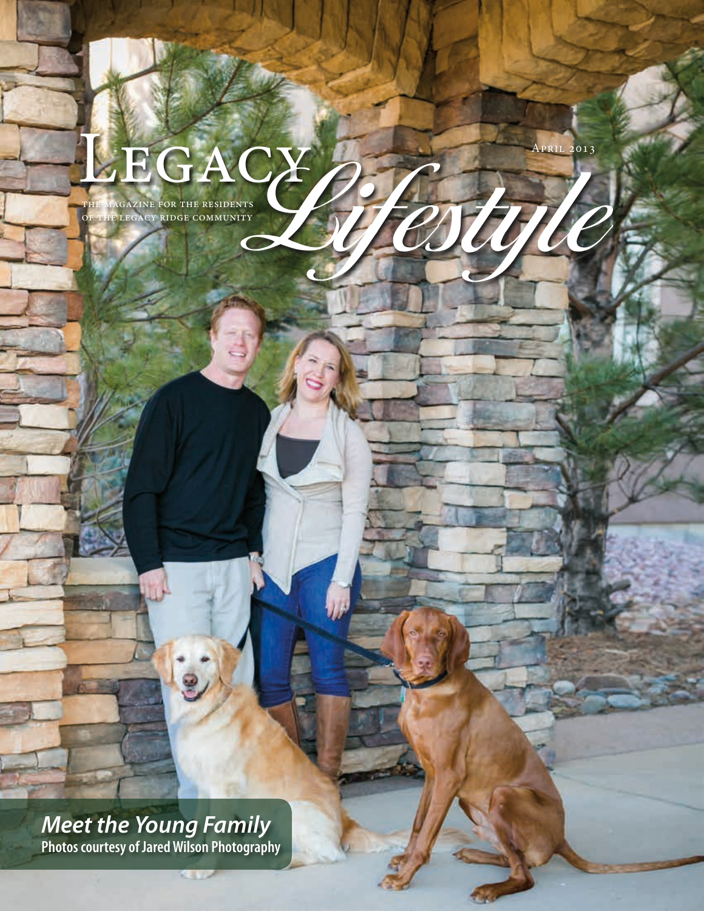# Legacy Lifestyle

The magazine for the residents of the Legacy Ridge community

April 2013

***Meet the Young Family***

**Photos courtesy of Jared Wilson Photography**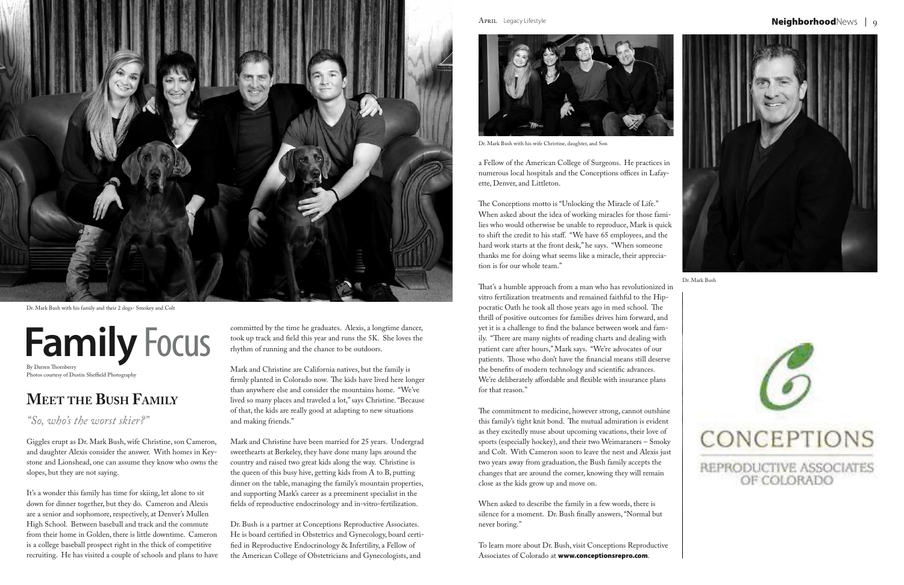Dr. Mark Bush with his family and their 2 dogs- Smokey and Colt

# Family Focus

By Darren Thornberry
Photos courtesy of Dustin Sheffield Photography

## Meet the Bush Family

*"So, who's the worst skier?"*

Giggles erupt as Dr. Mark Bush, wife Christine, son Cameron, and daughter Alexis consider the answer. With homes in Keystone and Lionshead, one can assume they know who owns the slopes, but they are not saying.

It's a wonder this family has time for skiing, let alone to sit down for dinner together, but they do. Cameron and Alexis are a senior and sophomore, respectively, at Denver's Mullen High School. Between baseball and track and the commute from their home in Golden, there is little downtime. Cameron is a college baseball prospect right in the thick of competitive recruiting. He has visited a couple of schools and plans to have committed by the time he graduates. Alexis, a longtime dancer, took up track and field this year and runs the 5K. She loves the rhythm of running and the chance to be outdoors.

Mark and Christine are California natives, but the family is firmly planted in Colorado now. The kids have lived here longer than anywhere else and consider the mountains home. "We've lived so many places and traveled a lot," says Christine. "Because of that, the kids are really good at adapting to new situations and making friends."

Mark and Christine have been married for 25 years. Undergrad sweethearts at Berkeley, they have done many laps around the country and raised two great kids along the way. Christine is the queen of this busy hive, getting kids from A to B, putting dinner on the table, managing the family's mountain properties, and supporting Mark's career as a preeminent specialist in the fields of reproductive endocrinology and in-vitro-fertilization.

Dr. Bush is a partner at Conceptions Reproductive Associates. He is board certified in Obstetrics and Gynecology, board certified in Reproductive Endocrinology & Infertility, a Fellow of the American College of Obstetricians and Gynecologists, and a Fellow of the American College of Surgeons. He practices in numerous local hospitals and the Conceptions offices in Lafayette, Denver, and Littleton.

Dr. Mark Bush with his wife Christine, daughter, and Son

The Conceptions motto is "Unlocking the Miracle of Life." When asked about the idea of working miracles for those families who would otherwise be unable to reproduce, Mark is quick to shift the credit to his staff. "We have 65 employees, and the hard work starts at the front desk," he says. "When someone thanks me for doing what seems like a miracle, their appreciation is for our whole team."

That's a humble approach from a man who has revolutionized in vitro fertilization treatments and remained faithful to the Hippocratic Oath he took all those years ago in med school. The thrill of positive outcomes for families drives him forward, and yet it is a challenge to find the balance between work and family. "There are many nights of reading charts and dealing with patient care after hours," Mark says. "We're advocates of our patients. Those who don't have the financial means still deserve the benefits of modern technology and scientific advances. We're deliberately affordable and flexible with insurance plans for that reason."

The commitment to medicine, however strong, cannot outshine this family's tight knit bond. The mutual admiration is evident as they excitedly muse about upcoming vacations, their love of sports (especially hockey), and their two Weimaraners – Smoky and Colt. With Cameron soon to leave the nest and Alexis just two years away from graduation, the Bush family accepts the changes that are around the corner, knowing they will remain close as the kids grow up and move on.

When asked to describe the family in a few words, there is silence for a moment. Dr. Bush finally answers, "Normal but never boring."

To learn more about Dr. Bush, visit Conceptions Reproductive Associates of Colorado at **www.conceptionsrepro.com**.

Dr. Mark Bush

CONCEPTIONS
REPRODUCTIVE ASSOCIATES OF COLORADO